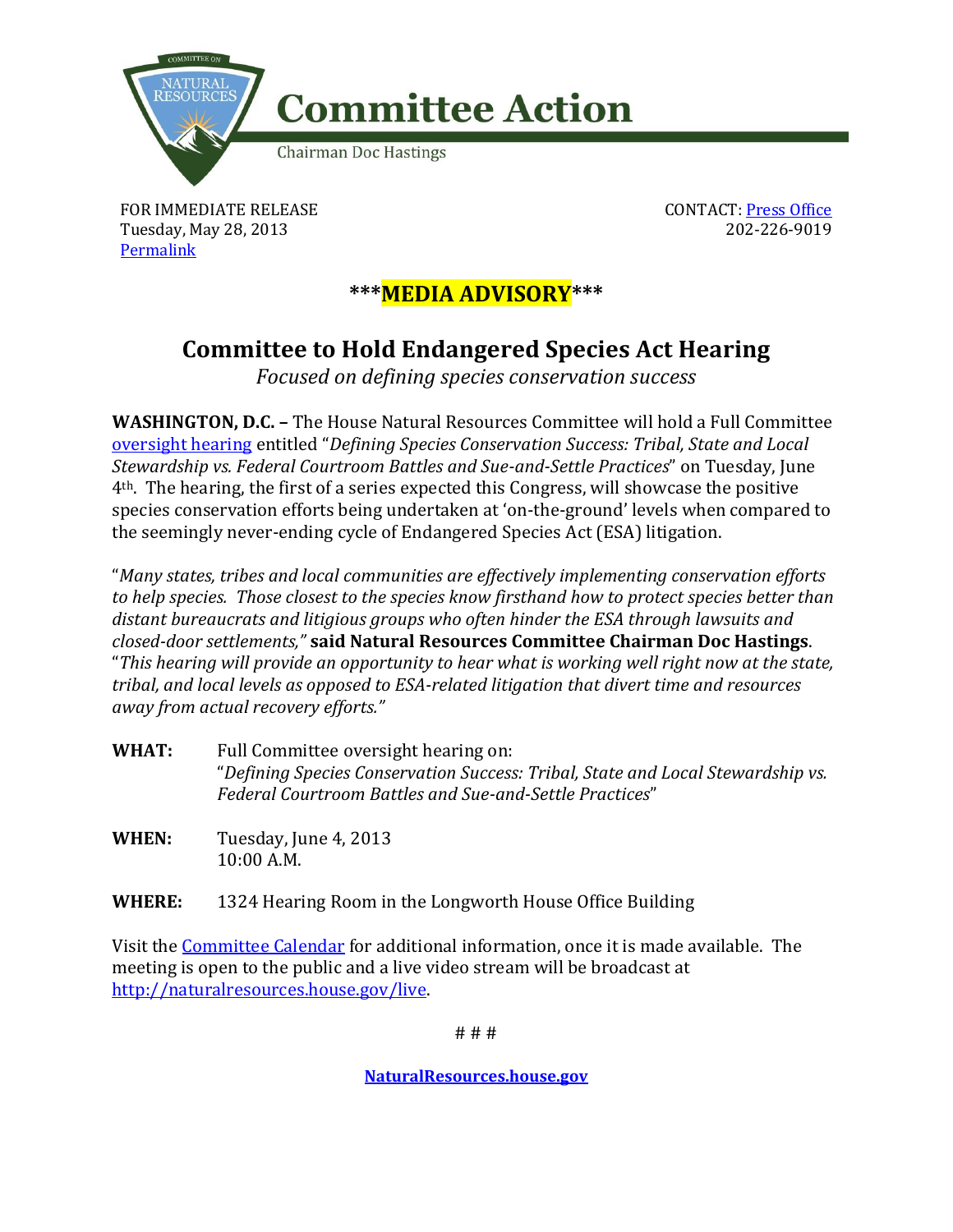# Committee Action

Chairman Doc Hastings

FOR IMMEDIATE RELEASE
Tuesday, May 28, 2013
Permalink

CONTACT: Press Office
202-226-9019

## \*\*\*MEDIA ADVISORY\*\*\*

# Committee to Hold Endangered Species Act Hearing

*Focused on defining species conservation success*

**WASHINGTON, D.C. –** The House Natural Resources Committee will hold a Full Committee oversight hearing entitled "*Defining Species Conservation Success: Tribal, State and Local Stewardship vs. Federal Courtroom Battles and Sue-and-Settle Practices*" on Tuesday, June 4th. The hearing, the first of a series expected this Congress, will showcase the positive species conservation efforts being undertaken at 'on-the-ground' levels when compared to the seemingly never-ending cycle of Endangered Species Act (ESA) litigation.

"*Many states, tribes and local communities are effectively implementing conservation efforts to help species. Those closest to the species know firsthand how to protect species better than distant bureaucrats and litigious groups who often hinder the ESA through lawsuits and closed-door settlements,"* **said Natural Resources Committee Chairman Doc Hastings**. "*This hearing will provide an opportunity to hear what is working well right now at the state, tribal, and local levels as opposed to ESA-related litigation that divert time and resources away from actual recovery efforts."*

**WHAT:** Full Committee oversight hearing on:
"*Defining Species Conservation Success: Tribal, State and Local Stewardship vs. Federal Courtroom Battles and Sue-and-Settle Practices*"

**WHEN:** Tuesday, June 4, 2013
10:00 A.M.

**WHERE:** 1324 Hearing Room in the Longworth House Office Building

Visit the Committee Calendar for additional information, once it is made available. The meeting is open to the public and a live video stream will be broadcast at http://naturalresources.house.gov/live.

# # #

**NaturalResources.house.gov**